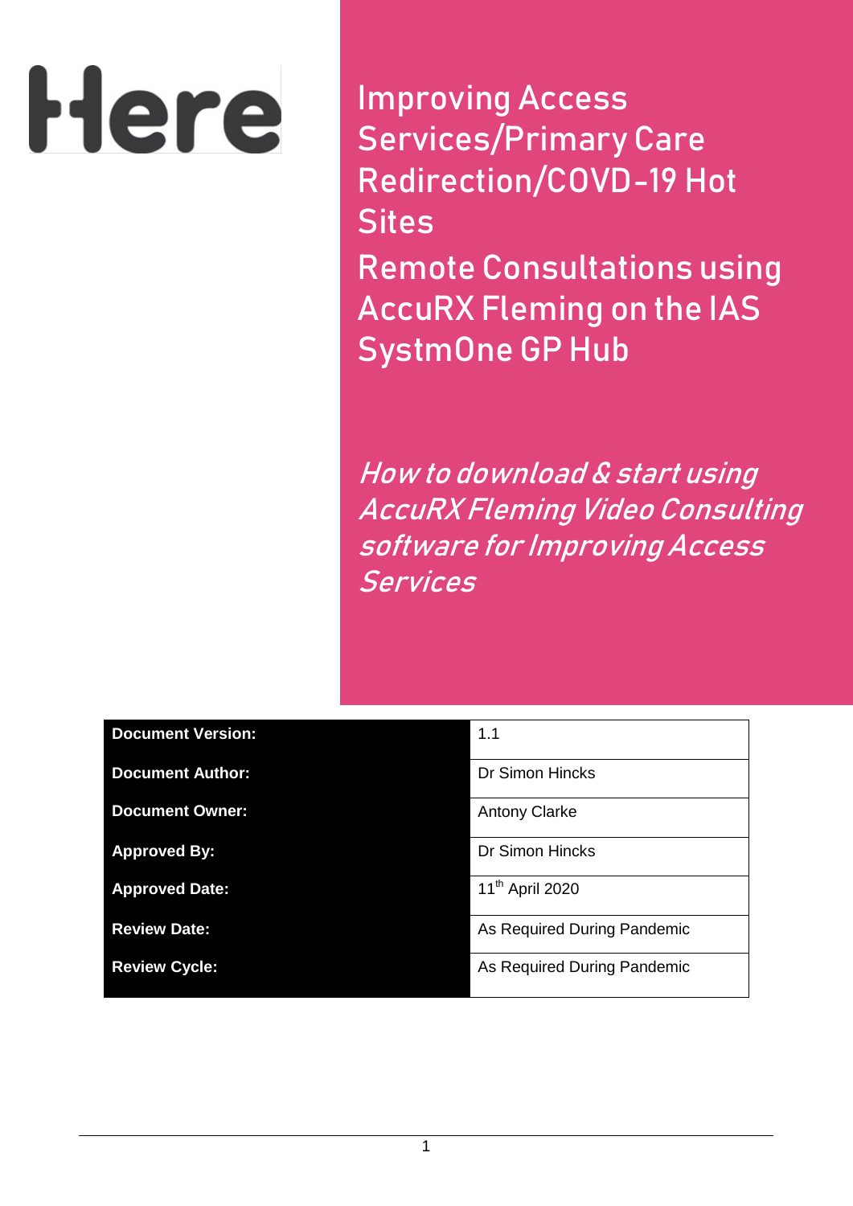Here

# Improving Access Services/Primary Care Redirection/COVD-19 Hot Sites

# Remote Consultations using AccuRX Fleming on the IAS SystmOne GP Hub

*How to download & start using AccuRX Fleming Video Consulting software for Improving Access Services*

| | |
|---|---|
| **Document Version:** | 1.1 |
| **Document Author:** | Dr Simon Hincks |
| **Document Owner:** | Antony Clarke |
| **Approved By:** | Dr Simon Hincks |
| **Approved Date:** | 11th April 2020 |
| **Review Date:** | As Required During Pandemic |
| **Review Cycle:** | As Required During Pandemic |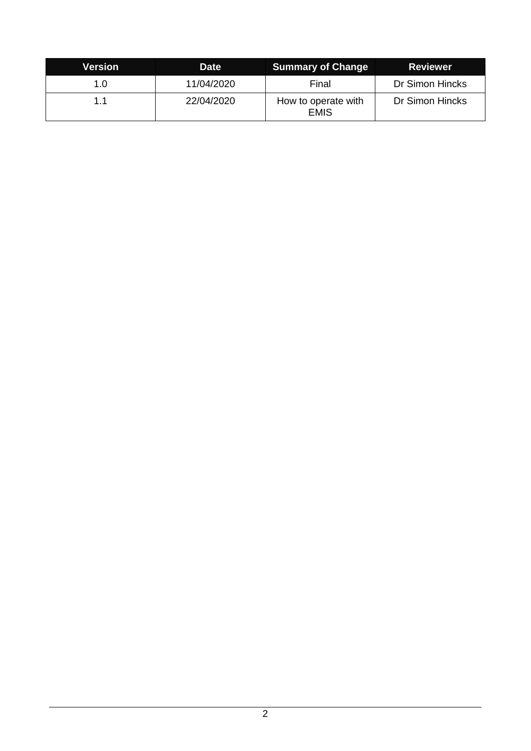| Version | Date | Summary of Change | Reviewer |
|---|---|---|---|
| 1.0 | 11/04/2020 | Final | Dr Simon Hincks |
| 1.1 | 22/04/2020 | How to operate with EMIS | Dr Simon Hincks |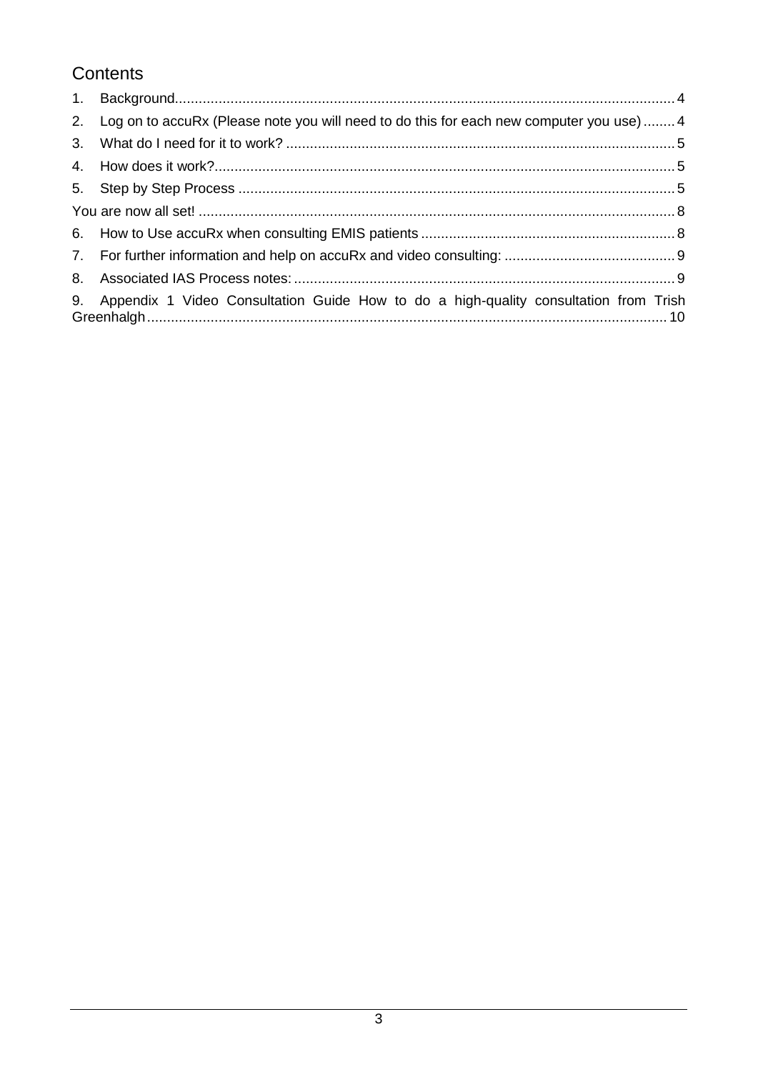# Contents

1. Background .... 4
2. Log on to accuRx (Please note you will need to do this for each new computer you use) .... 4
3. What do I need for it to work? .... 5
4. How does it work? .... 5
5. Step by Step Process .... 5

You are now all set! .... 8

6. How to Use accuRx when consulting EMIS patients .... 8
7. For further information and help on accuRx and video consulting: .... 9
8. Associated IAS Process notes: .... 9
9. Appendix 1 Video Consultation Guide How to do a high-quality consultation from Trish Greenhalgh .... 10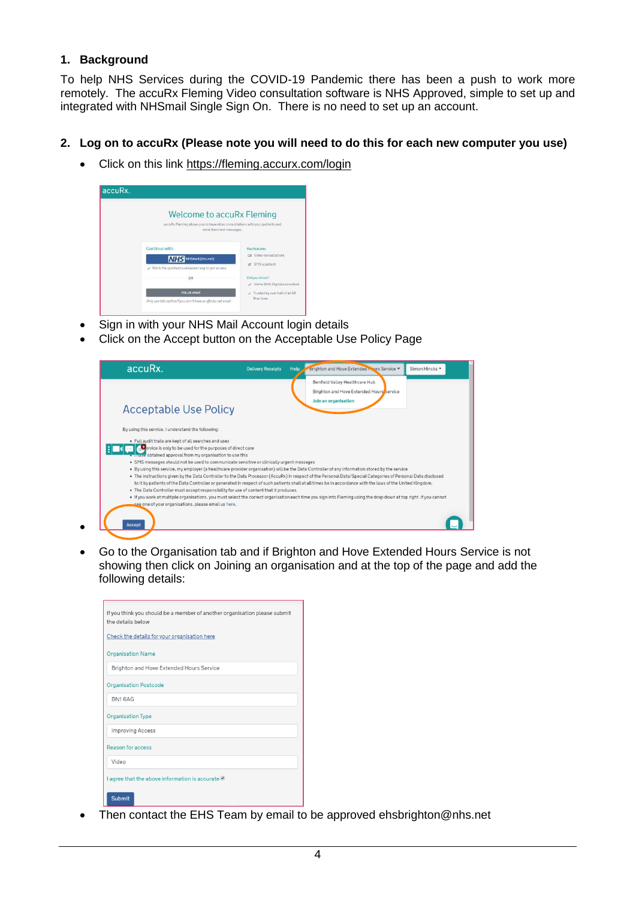## 1. Background

To help NHS Services during the COVID-19 Pandemic there has been a push to work more remotely. The accuRx Fleming Video consultation software is NHS Approved, simple to set up and integrated with NHSmail Single Sign On. There is no need to set up an account.

## 2. Log on to accuRx (Please note you will need to do this for each new computer you use)

- Click on this link https://fleming.accurx.com/login
- Sign in with your NHS Mail Account login details
- Click on the Accept button on the Acceptable Use Policy Page
- Go to the Organisation tab and if Brighton and Hove Extended Hours Service is not showing then click on Joining an organisation and at the top of the page and add the following details:
- Then contact the EHS Team by email to be approved ehsbrighton@nhs.net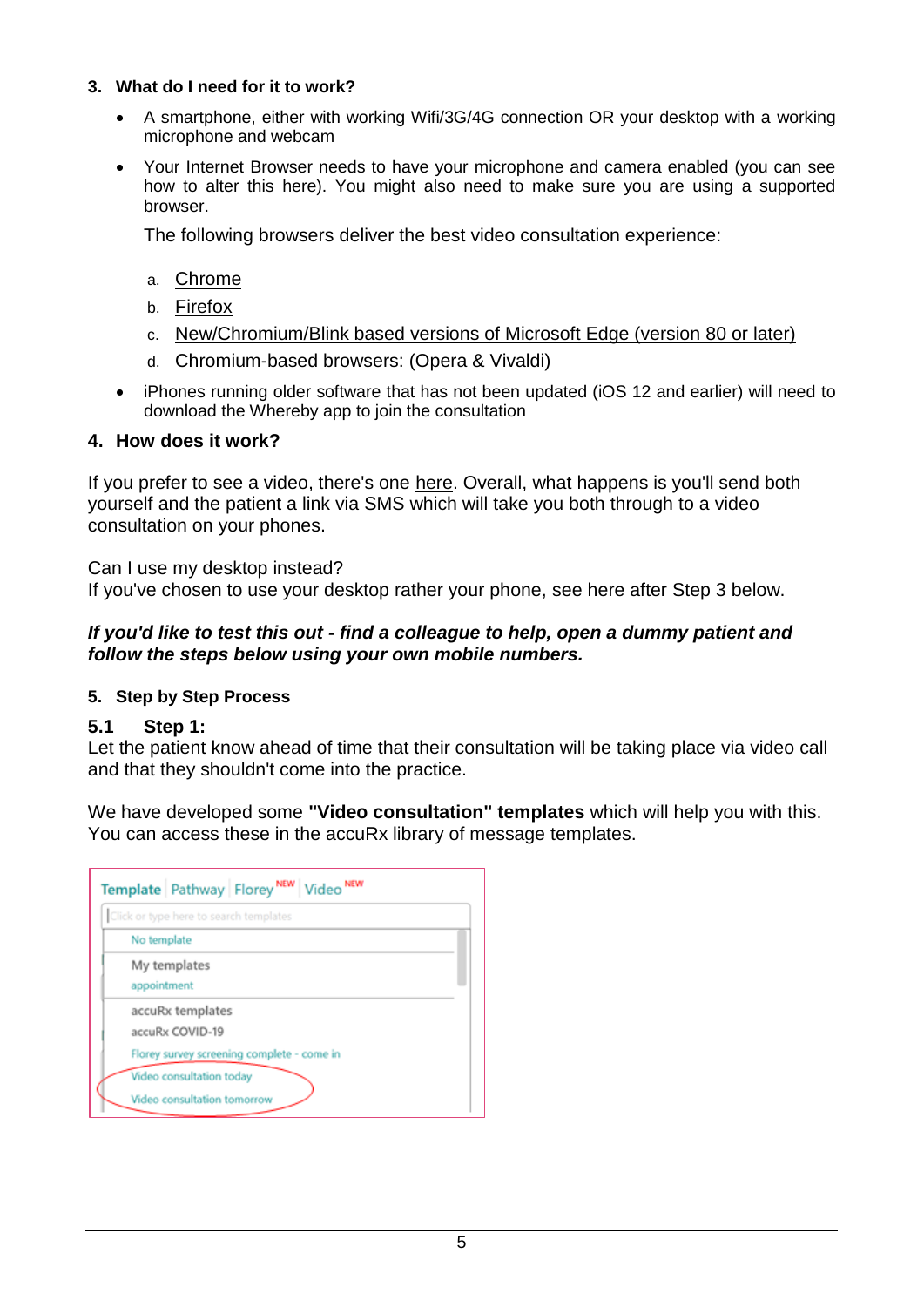### 3. What do I need for it to work?

- A smartphone, either with working Wifi/3G/4G connection OR your desktop with a working microphone and webcam
- Your Internet Browser needs to have your microphone and camera enabled (you can see how to alter this here). You might also need to make sure you are using a supported browser.

  The following browsers deliver the best video consultation experience:

  a. Chrome
  b. Firefox
  c. New/Chromium/Blink based versions of Microsoft Edge (version 80 or later)
  d. Chromium-based browsers: (Opera & Vivaldi)

- iPhones running older software that has not been updated (iOS 12 and earlier) will need to download the Whereby app to join the consultation

### 4. How does it work?

If you prefer to see a video, there's one here. Overall, what happens is you'll send both yourself and the patient a link via SMS which will take you both through to a video consultation on your phones.

Can I use my desktop instead?
If you've chosen to use your desktop rather your phone, see here after Step 3 below.

***If you'd like to test this out - find a colleague to help, open a dummy patient and follow the steps below using your own mobile numbers.***

### 5. Step by Step Process

#### 5.1 Step 1:

Let the patient know ahead of time that their consultation will be taking place via video call and that they shouldn't come into the practice.

We have developed some **"Video consultation" templates** which will help you with this. You can access these in the accuRx library of message templates.

Template | Pathway | Florey NEW | Video NEW

Click or type here to search templates

No template

My templates
appointment

accuRx templates
accuRx COVID-19
Florey survey screening complete - come in
Video consultation today
Video consultation tomorrow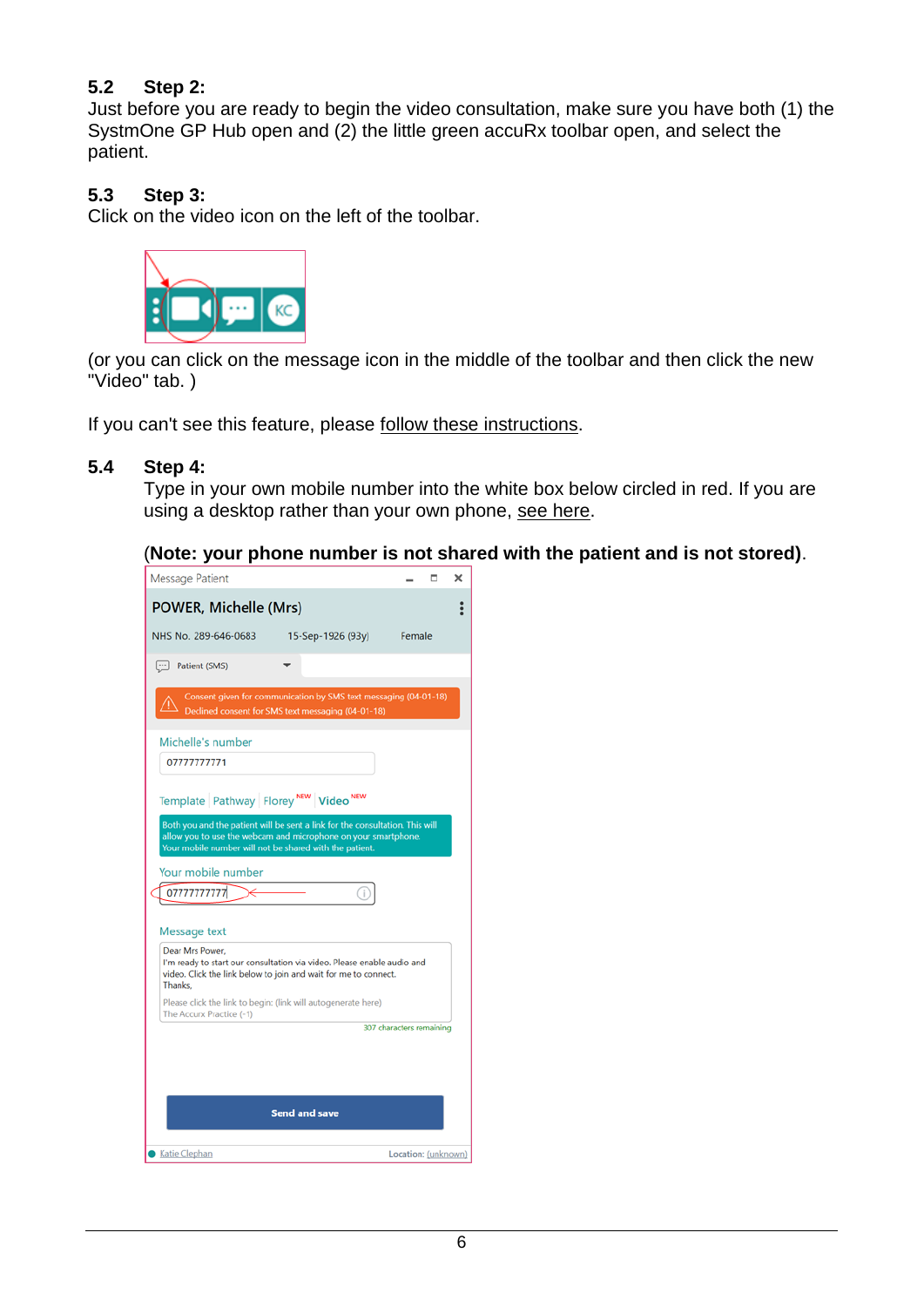### 5.2 Step 2:

Just before you are ready to begin the video consultation, make sure you have both (1) the SystmOne GP Hub open and (2) the little green accuRx toolbar open, and select the patient.

### 5.3 Step 3:

Click on the video icon on the left of the toolbar.

(or you can click on the message icon in the middle of the toolbar and then click the new "Video" tab. )

If you can't see this feature, please follow these instructions.

### 5.4 Step 4:

Type in your own mobile number into the white box below circled in red. If you are using a desktop rather than your own phone, see here.

(**Note: your phone number is not shared with the patient and is not stored)**.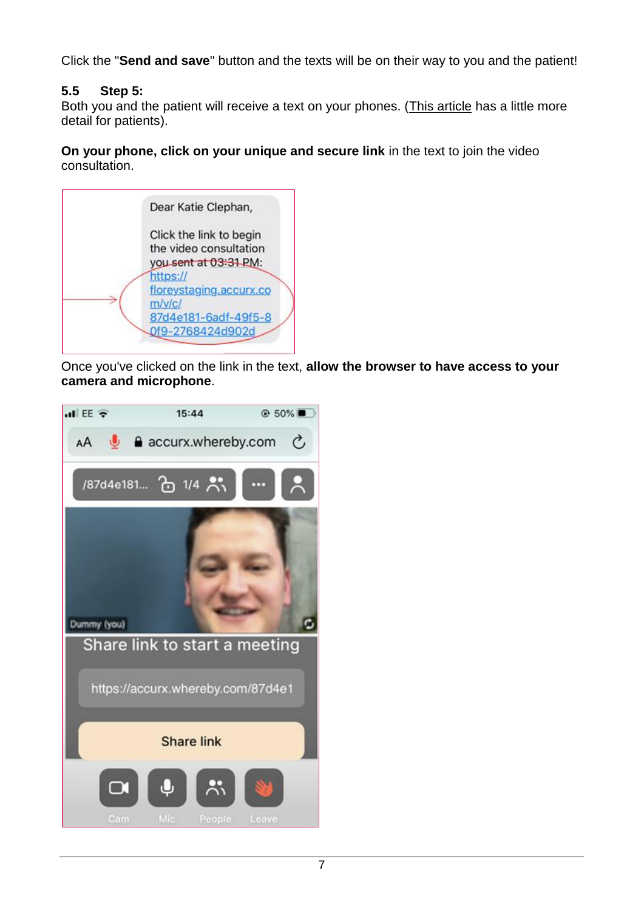Click the "**Send and save**" button and the texts will be on their way to you and the patient!

### 5.5 Step 5:

Both you and the patient will receive a text on your phones. (This article has a little more detail for patients).

**On your phone, click on your unique and secure link** in the text to join the video consultation.

Once you've clicked on the link in the text, **allow the browser to have access to your camera and microphone**.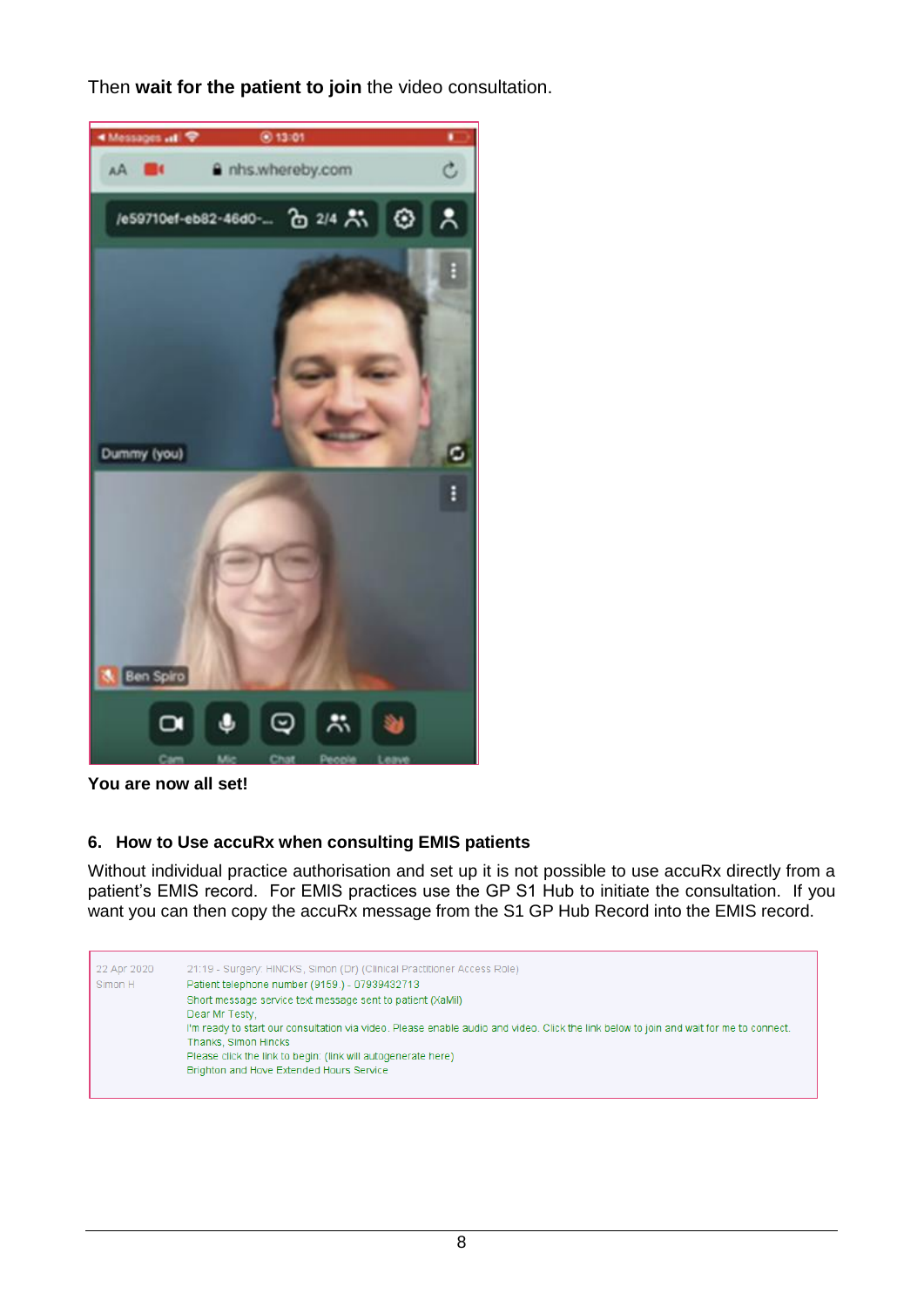Then **wait for the patient to join** the video consultation.

**You are now all set!**

## 6. How to Use accuRx when consulting EMIS patients

Without individual practice authorisation and set up it is not possible to use accuRx directly from a patient's EMIS record. For EMIS practices use the GP S1 Hub to initiate the consultation. If you want you can then copy the accuRx message from the S1 GP Hub Record into the EMIS record.

| | |
|---|---|
| 22 Apr 2020<br>Simon H | 21:19 - Surgery: HINCKS, Simon (Dr) (Clinical Practitioner Access Role)<br>Patient telephone number (9159.) - 07939432713<br>Short message service text message sent to patient (XaMil)<br>Dear Mr Testy,<br>I'm ready to start our consultation via video. Please enable audio and video. Click the link below to join and wait for me to connect.<br>Thanks, Simon Hincks<br>Please click the link to begin: (link will autogenerate here)<br>Brighton and Hove Extended Hours Service |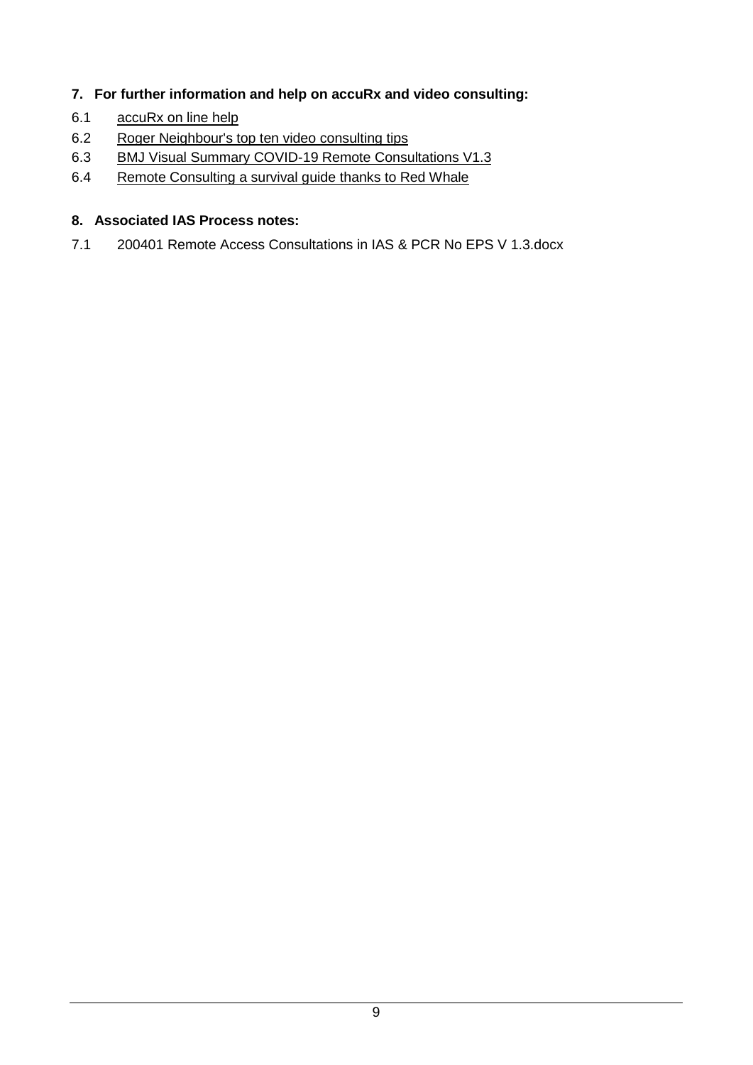## 7. For further information and help on accuRx and video consulting:

6.1 accuRx on line help

6.2 Roger Neighbour's top ten video consulting tips

6.3 BMJ Visual Summary COVID-19 Remote Consultations V1.3

6.4 Remote Consulting a survival guide thanks to Red Whale

## 8. Associated IAS Process notes:

7.1 200401 Remote Access Consultations in IAS & PCR No EPS V 1.3.docx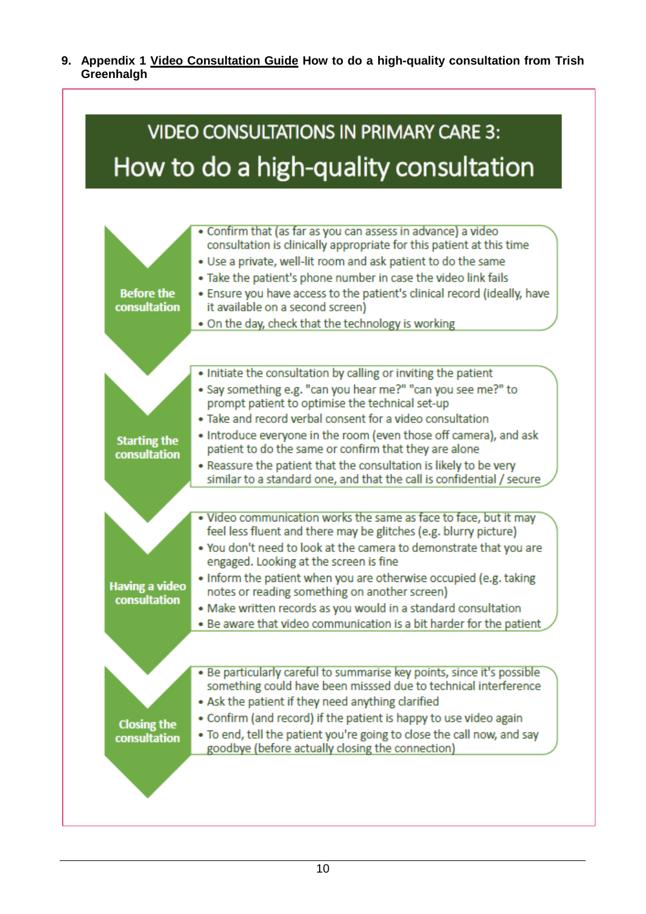**9. Appendix 1 Video Consultation Guide How to do a high-quality consultation from Trish Greenhalgh**

# VIDEO CONSULTATIONS IN PRIMARY CARE 3:

## How to do a high-quality consultation

### Before the consultation

- Confirm that (as far as you can assess in advance) a video consultation is clinically appropriate for this patient at this time
- Use a private, well-lit room and ask patient to do the same
- Take the patient's phone number in case the video link fails
- Ensure you have access to the patient's clinical record (ideally, have it available on a second screen)
- On the day, check that the technology is working

### Starting the consultation

- Initiate the consultation by calling or inviting the patient
- Say something e.g. "can you hear me?" "can you see me?" to prompt patient to optimise the technical set-up
- Take and record verbal consent for a video consultation
- Introduce everyone in the room (even those off camera), and ask patient to do the same or confirm that they are alone
- Reassure the patient that the consultation is likely to be very similar to a standard one, and that the call is confidential / secure

### Having a video consultation

- Video communication works the same as face to face, but it may feel less fluent and there may be glitches (e.g. blurry picture)
- You don't need to look at the camera to demonstrate that you are engaged. Looking at the screen is fine
- Inform the patient when you are otherwise occupied (e.g. taking notes or reading something on another screen)
- Make written records as you would in a standard consultation
- Be aware that video communication is a bit harder for the patient

### Closing the consultation

- Be particularly careful to summarise key points, since it's possible something could have been misssed due to technical interference
- Ask the patient if they need anything clarified
- Confirm (and record) if the patient is happy to use video again
- To end, tell the patient you're going to close the call now, and say goodbye (before actually closing the connection)